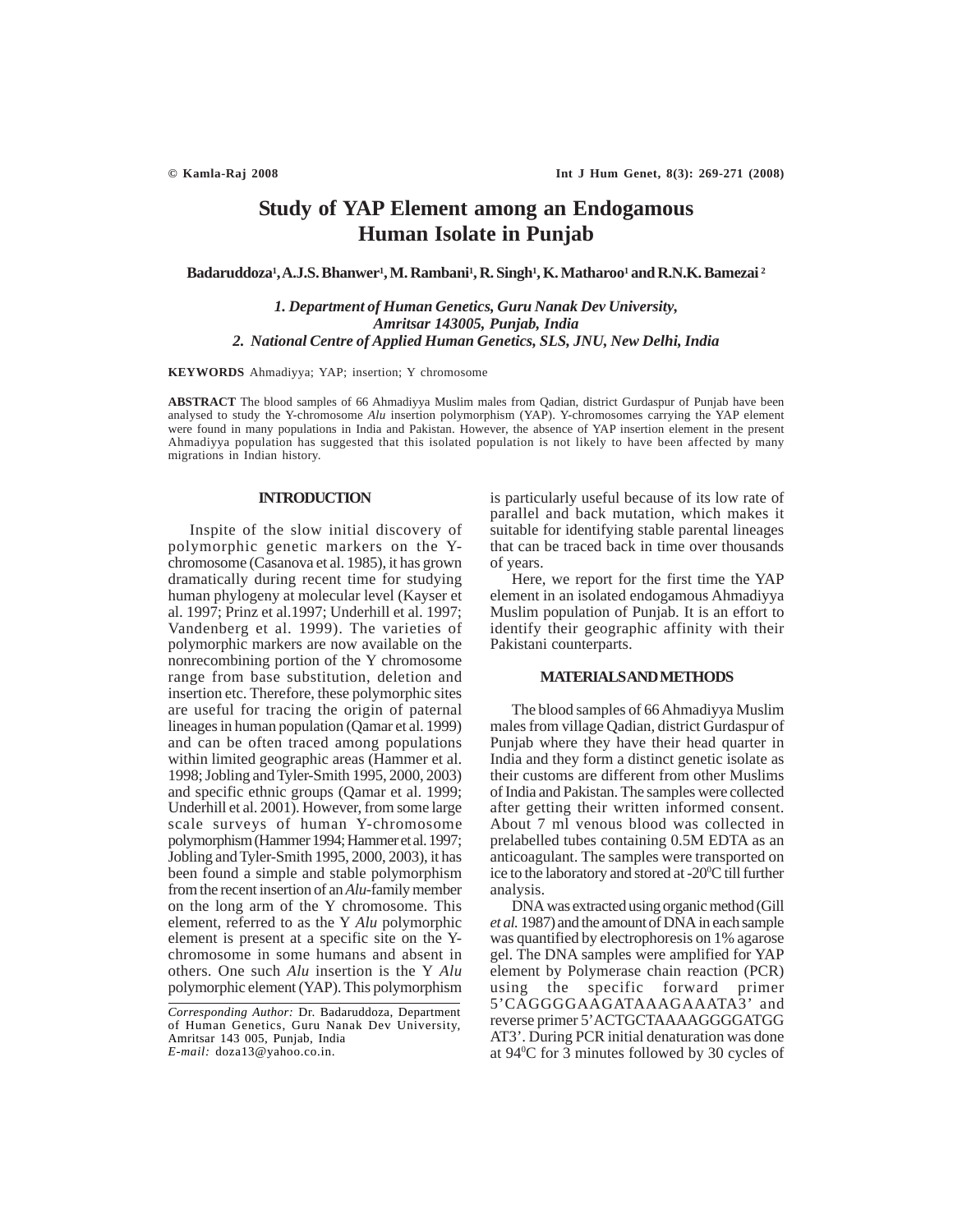# Study of YAP Element among an Endogamous Human Isolate in Punjab

**Badaruddoza[1], A.J.S. Bhanwer[1], M. Rambani[1], R. Singh[1], K. Matharoo[1] and R.N.K. Bamezai[2]**

*1. Department of Human Genetics, Guru Nanak Dev University, Amritsar 143005, Punjab, India*
*2. National Centre of Applied Human Genetics, SLS, JNU, New Delhi, India*

**KEYWORDS** Ahmadiyya; YAP; insertion; Y chromosome

**ABSTRACT** The blood samples of 66 Ahmadiyya Muslim males from Qadian, district Gurdaspur of Punjab have been analysed to study the Y-chromosome *Alu* insertion polymorphism (YAP). Y-chromosomes carrying the YAP element were found in many populations in India and Pakistan. However, the absence of YAP insertion element in the present Ahmadiyya population has suggested that this isolated population is not likely to have been affected by many migrations in Indian history.

## INTRODUCTION

Inspite of the slow initial discovery of polymorphic genetic markers on the Y-chromosome (Casanova et al. 1985), it has grown dramatically during recent time for studying human phylogeny at molecular level (Kayser et al. 1997; Prinz et al.1997; Underhill et al. 1997; Vandenberg et al. 1999). The varieties of polymorphic markers are now available on the nonrecombining portion of the Y chromosome range from base substitution, deletion and insertion etc. Therefore, these polymorphic sites are useful for tracing the origin of paternal lineages in human population (Qamar et al. 1999) and can be often traced among populations within limited geographic areas (Hammer et al. 1998; Jobling and Tyler-Smith 1995, 2000, 2003) and specific ethnic groups (Qamar et al. 1999; Underhill et al. 2001). However, from some large scale surveys of human Y-chromosome polymorphism (Hammer 1994; Hammer et al. 1997; Jobling and Tyler-Smith 1995, 2000, 2003), it has been found a simple and stable polymorphism from the recent insertion of an *Alu*-family member on the long arm of the Y chromosome. This element, referred to as the Y *Alu* polymorphic element is present at a specific site on the Y-chromosome in some humans and absent in others. One such *Alu* insertion is the Y *Alu* polymorphic element (YAP). This polymorphism is particularly useful because of its low rate of parallel and back mutation, which makes it suitable for identifying stable parental lineages that can be traced back in time over thousands of years.

Here, we report for the first time the YAP element in an isolated endogamous Ahmadiyya Muslim population of Punjab. It is an effort to identify their geographic affinity with their Pakistani counterparts.

*Corresponding Author:* Dr. Badaruddoza, Department of Human Genetics, Guru Nanak Dev University, Amritsar 143 005, Punjab, India
*E-mail:* doza13@yahoo.co.in.

## MATERIALS AND METHODS

The blood samples of 66 Ahmadiyya Muslim males from village Qadian, district Gurdaspur of Punjab where they have their head quarter in India and they form a distinct genetic isolate as their customs are different from other Muslims of India and Pakistan. The samples were collected after getting their written informed consent. About 7 ml venous blood was collected in prelabelled tubes containing 0.5M EDTA as an anticoagulant. The samples were transported on ice to the laboratory and stored at -20$^{0}$C till further analysis.

DNA was extracted using organic method (Gill *et al.* 1987) and the amount of DNA in each sample was quantified by electrophoresis on 1% agarose gel. The DNA samples were amplified for YAP element by Polymerase chain reaction (PCR) using the specific forward primer 5'CAGGGGAAGATAAAGAAATA3' and reverse primer 5'ACTGCTAAAAGGGGATGG AT3'. During PCR initial denaturation was done at 94$^{0}$C for 3 minutes followed by 30 cycles of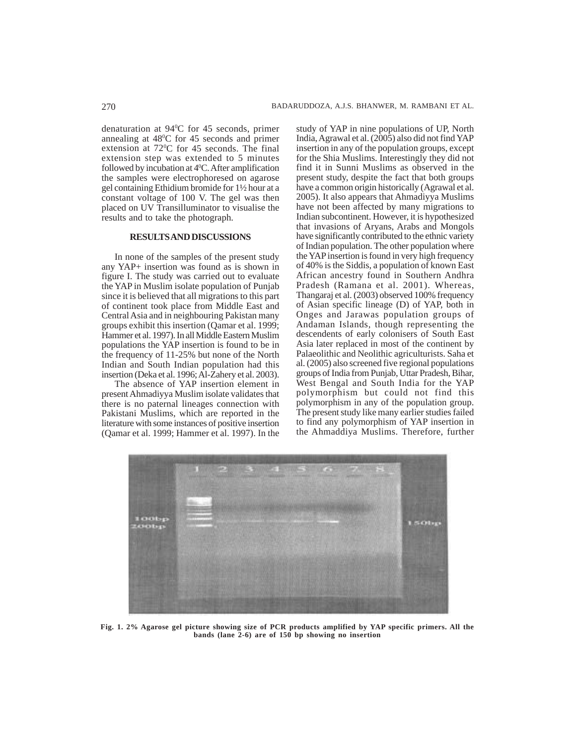denaturation at 94$^0$C for 45 seconds, primer annealing at 48$^0$C for 45 seconds and primer extension at 72$^0$C for 45 seconds. The final extension step was extended to 5 minutes followed by incubation at 4$^0$C. After amplification the samples were electrophoresed on agarose gel containing Ethidium bromide for 1½ hour at a constant voltage of 100 V. The gel was then placed on UV Transilluminator to visualise the results and to take the photograph.

## RESULTS AND DISCUSSIONS

In none of the samples of the present study any YAP+ insertion was found as is shown in figure I. The study was carried out to evaluate the YAP in Muslim isolate population of Punjab since it is believed that all migrations to this part of continent took place from Middle East and Central Asia and in neighbouring Pakistan many groups exhibit this insertion (Qamar et al. 1999; Hammer et al. 1997). In all Middle Eastern Muslim populations the YAP insertion is found to be in the frequency of 11-25% but none of the North Indian and South Indian population had this insertion (Deka et al. 1996; Al-Zahery et al. 2003).

The absence of YAP insertion element in present Ahmadiyya Muslim isolate validates that there is no paternal lineages connection with Pakistani Muslims, which are reported in the literature with some instances of positive insertion (Qamar et al. 1999; Hammer et al. 1997). In the study of YAP in nine populations of UP, North India, Agrawal et al. (2005) also did not find YAP insertion in any of the population groups, except for the Shia Muslims. Interestingly they did not find it in Sunni Muslims as observed in the present study, despite the fact that both groups have a common origin historically (Agrawal et al. 2005). It also appears that Ahmadiyya Muslims have not been affected by many migrations to Indian subcontinent. However, it is hypothesized that invasions of Aryans, Arabs and Mongols have significantly contributed to the ethnic variety of Indian population. The other population where the YAP insertion is found in very high frequency of 40% is the Siddis, a population of known East African ancestry found in Southern Andhra Pradesh (Ramana et al. 2001). Whereas, Thangaraj et al. (2003) observed 100% frequency of Asian specific lineage (D) of YAP, both in Onges and Jarawas population groups of Andaman Islands, though representing the descendents of early colonisers of South East Asia later replaced in most of the continent by Palaeolithic and Neolithic agriculturists. Saha et al. (2005) also screened five regional populations groups of India from Punjab, Uttar Pradesh, Bihar, West Bengal and South India for the YAP polymorphism but could not find this polymorphism in any of the population group. The present study like many earlier studies failed to find any polymorphism of YAP insertion in the Ahmaddiya Muslims. Therefore, further

**Fig. 1. 2% Agarose gel picture showing size of PCR products amplified by YAP specific primers. All the bands (lane 2-6) are of 150 bp showing no insertion**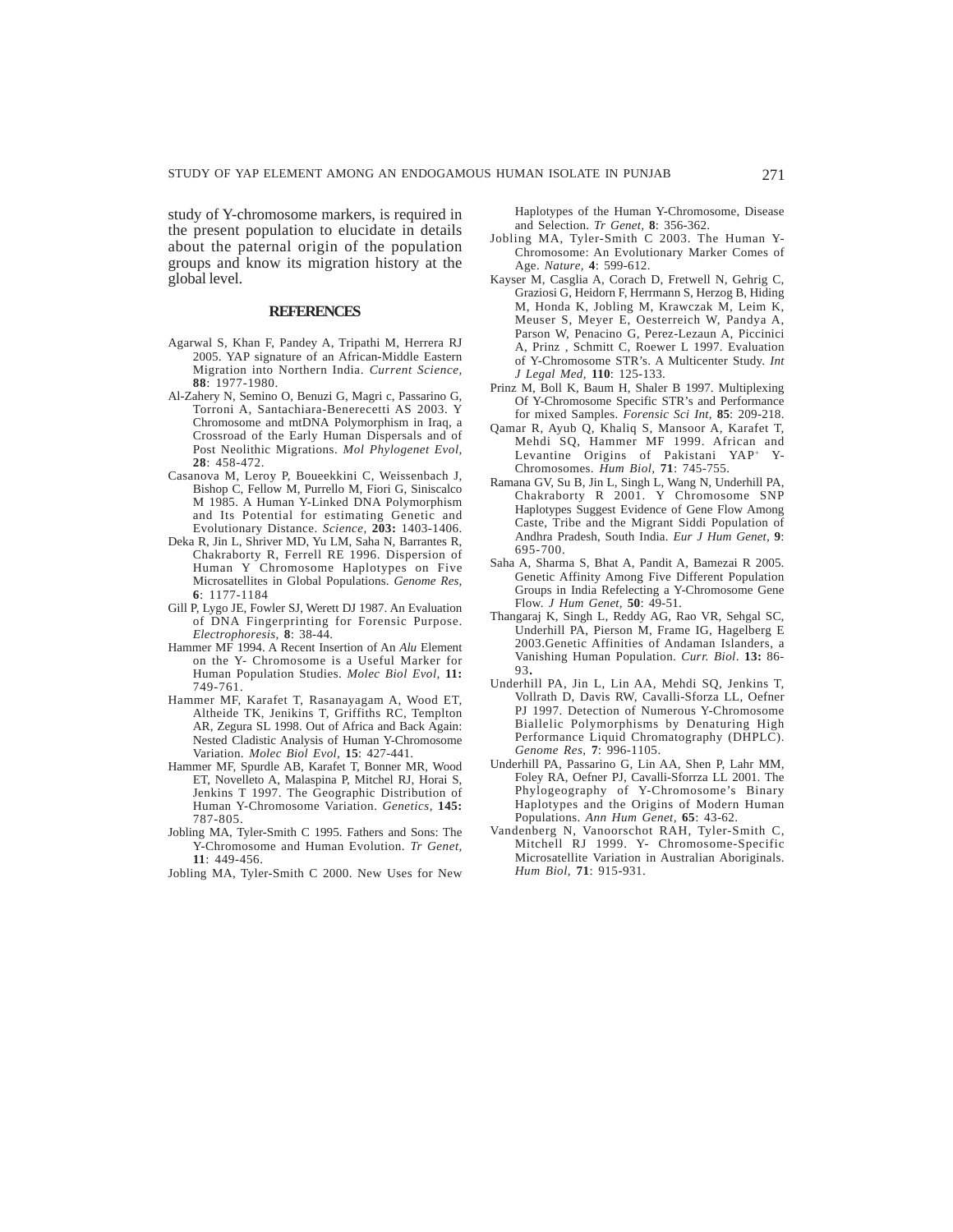study of Y-chromosome markers, is required in the present population to elucidate in details about the paternal origin of the population groups and know its migration history at the global level.

## REFERENCES

Agarwal S, Khan F, Pandey A, Tripathi M, Herrera RJ 2005. YAP signature of an African-Middle Eastern Migration into Northern India. *Current Science,* **88**: 1977-1980.

Al-Zahery N, Semino O, Benuzi G, Magri c, Passarino G, Torroni A, Santachiara-Benerecetti AS 2003. Y Chromosome and mtDNA Polymorphism in Iraq, a Crossroad of the Early Human Dispersals and of Post Neolithic Migrations. *Mol Phylogenet Evol,* **28**: 458-472.

Casanova M, Leroy P, Boueekkini C, Weissenbach J, Bishop C, Fellow M, Purrello M, Fiori G, Siniscalco M 1985. A Human Y-Linked DNA Polymorphism and Its Potential for estimating Genetic and Evolutionary Distance. *Science,* **203:** 1403-1406.

Deka R, Jin L, Shriver MD, Yu LM, Saha N, Barrantes R, Chakraborty R, Ferrell RE 1996. Dispersion of Human Y Chromosome Haplotypes on Five Microsatellites in Global Populations. *Genome Res,* **6**: 1177-1184

Gill P, Lygo JE, Fowler SJ, Werett DJ 1987. An Evaluation of DNA Fingerprinting for Forensic Purpose. *Electrophoresis,* **8**: 38-44.

Hammer MF 1994. A Recent Insertion of An *Alu* Element on the Y- Chromosome is a Useful Marker for Human Population Studies. *Molec Biol Evol,* **11:** 749-761.

Hammer MF, Karafet T, Rasanayagam A, Wood ET, Altheide TK, Jenikins T, Griffiths RC, Templton AR, Zegura SL 1998. Out of Africa and Back Again: Nested Cladistic Analysis of Human Y-Chromosome Variation. *Molec Biol Evol,* **15**: 427-441.

Hammer MF, Spurdle AB, Karafet T, Bonner MR, Wood ET, Novelleto A, Malaspina P, Mitchel RJ, Horai S, Jenkins T 1997. The Geographic Distribution of Human Y-Chromosome Variation. *Genetics,* **145:** 787-805.

Jobling MA, Tyler-Smith C 1995. Fathers and Sons: The Y-Chromosome and Human Evolution. *Tr Genet,* **11**: 449-456.

Jobling MA, Tyler-Smith C 2000. New Uses for New Haplotypes of the Human Y-Chromosome, Disease and Selection. *Tr Genet,* **8**: 356-362.

Jobling MA, Tyler-Smith C 2003. The Human Y-Chromosome: An Evolutionary Marker Comes of Age. *Nature,* **4**: 599-612.

Kayser M, Casglia A, Corach D, Fretwell N, Gehrig C, Graziosi G, Heidorn F, Herrmann S, Herzog B, Hiding M, Honda K, Jobling M, Krawczak M, Leim K, Meuser S, Meyer E, Oesterreich W, Pandya A, Parson W, Penacino G, Perez-Lezaun A, Piccinici A, Prinz , Schmitt C, Roewer L 1997. Evaluation of Y-Chromosome STR's. A Multicenter Study. *Int J Legal Med,* **110**: 125-133.

Prinz M, Boll K, Baum H, Shaler B 1997. Multiplexing Of Y-Chromosome Specific STR's and Performance for mixed Samples. *Forensic Sci Int,* **85**: 209-218.

Qamar R, Ayub Q, Khaliq S, Mansoor A, Karafet T, Mehdi SQ, Hammer MF 1999. African and Levantine Origins of Pakistani YAP[+] Y-Chromosomes. *Hum Biol,* **71**: 745-755.

Ramana GV, Su B, Jin L, Singh L, Wang N, Underhill PA, Chakraborty R 2001. Y Chromosome SNP Haplotypes Suggest Evidence of Gene Flow Among Caste, Tribe and the Migrant Siddi Population of Andhra Pradesh, South India. *Eur J Hum Genet,* **9**: 695-700.

Saha A, Sharma S, Bhat A, Pandit A, Bamezai R 2005. Genetic Affinity Among Five Different Population Groups in India Refelecting a Y-Chromosome Gene Flow. *J Hum Genet,* **50**: 49-51.

Thangaraj K, Singh L, Reddy AG, Rao VR, Sehgal SC, Underhill PA, Pierson M, Frame IG, Hagelberg E 2003.Genetic Affinities of Andaman Islanders, a Vanishing Human Population. *Curr. Biol*. **13:** 86-93**.**

Underhill PA, Jin L, Lin AA, Mehdi SQ, Jenkins T, Vollrath D, Davis RW, Cavalli-Sforza LL, Oefner PJ 1997. Detection of Numerous Y-Chromosome Biallelic Polymorphisms by Denaturing High Performance Liquid Chromatography (DHPLC). *Genome Res,* **7**: 996-1105.

Underhill PA, Passarino G, Lin AA, Shen P, Lahr MM, Foley RA, Oefner PJ, Cavalli-Sforrza LL 2001. The Phylogeography of Y-Chromosome's Binary Haplotypes and the Origins of Modern Human Populations. *Ann Hum Genet,* **65**: 43-62.

Vandenberg N, Vanoorschot RAH, Tyler-Smith C, Mitchell RJ 1999. Y- Chromosome-Specific Microsatellite Variation in Australian Aboriginals. *Hum Biol,* **71**: 915-931.